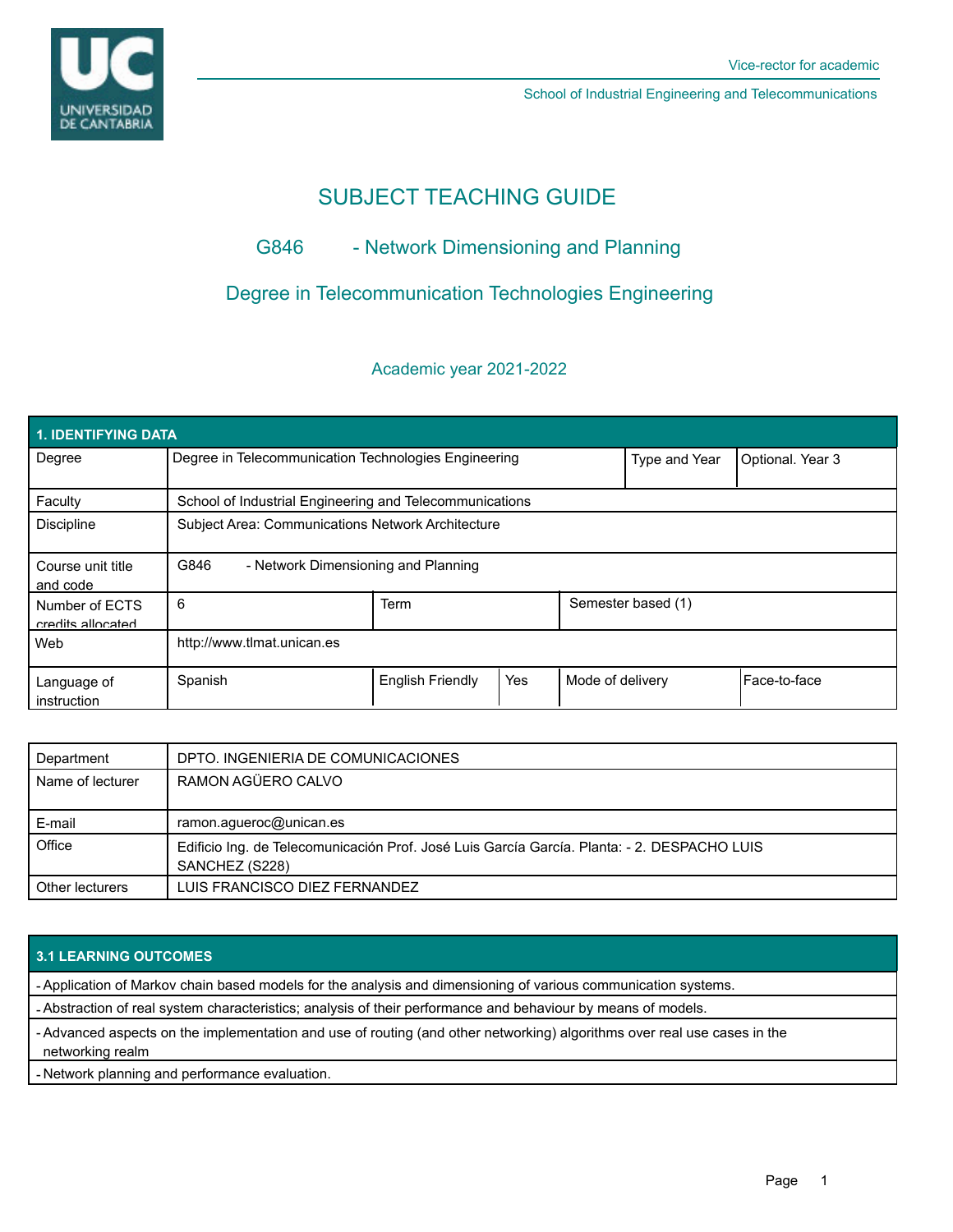Vice-rector for academic

School of Industrial Engineering and Telecommunications

# SUBJECT TEACHING GUIDE

## G846 - Network Dimensioning and Planning

## Degree in Telecommunication Technologies Engineering

### Academic year 2021-2022

| 1. IDENTIFYING DATA | | | | | |
|---|---|---|---|---|---|
| Degree | Degree in Telecommunication Technologies Engineering | | | Type and Year | Optional. Year 3 |
| Faculty | School of Industrial Engineering and Telecommunications | | | | |
| Discipline | Subject Area: Communications Network Architecture | | | | |
| Course unit title and code | G846 - Network Dimensioning and Planning | | | | |
| Number of ECTS credits allocated | 6 | Term | Semester based (1) | | |
| Web | http://www.tlmat.unican.es | | | | |
| Language of instruction | Spanish | English Friendly | Yes | Mode of delivery | Face-to-face |

| | |
|---|---|
| Department | DPTO. INGENIERIA DE COMUNICACIONES |
| Name of lecturer | RAMON AGÜERO CALVO |
| E-mail | ramon.agueroc@unican.es |
| Office | Edificio Ing. de Telecomunicación Prof. José Luis García García. Planta: - 2. DESPACHO LUIS SANCHEZ (S228) |
| Other lecturers | LUIS FRANCISCO DIEZ FERNANDEZ |

### 3.1 LEARNING OUTCOMES

- Application of Markov chain based models for the analysis and dimensioning of various communication systems.
- Abstraction of real system characteristics; analysis of their performance and behaviour by means of models.
- Advanced aspects on the implementation and use of routing (and other networking) algorithms over real use cases in the networking realm
- Network planning and performance evaluation.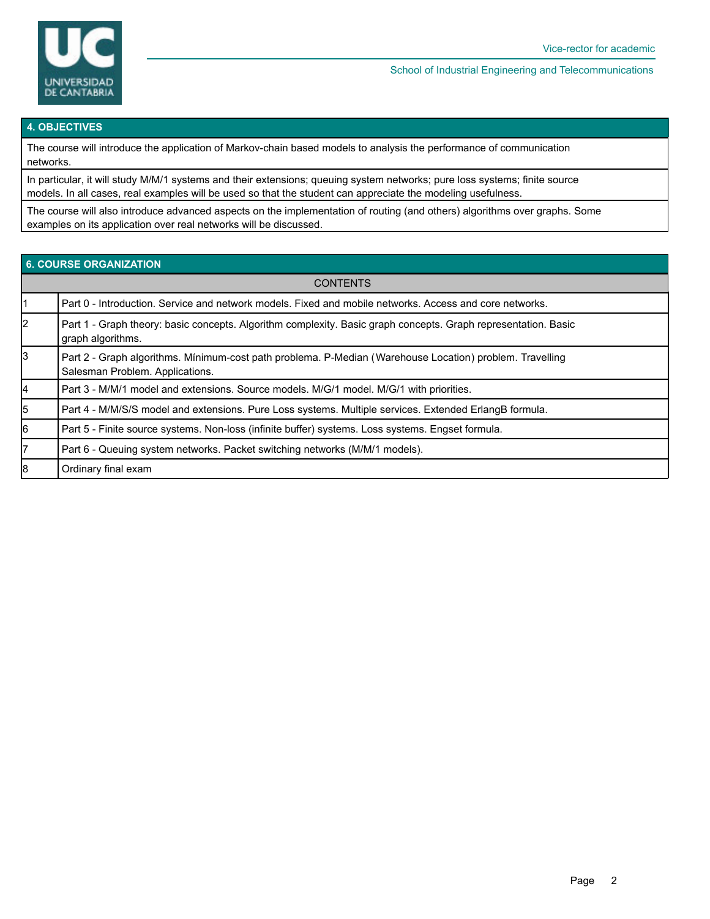## 4. OBJECTIVES

The course will introduce the application of Markov-chain based models to analysis the performance of communication networks.

In particular, it will study M/M/1 systems and their extensions; queuing system networks; pure loss systems; finite source models. In all cases, real examples will be used so that the student can appreciate the modeling usefulness.

The course will also introduce advanced aspects on the implementation of routing (and others) algorithms over graphs. Some examples on its application over real networks will be discussed.

## 6. COURSE ORGANIZATION

| | CONTENTS |
|---|---|
| 1 | Part 0 - Introduction. Service and network models. Fixed and mobile networks. Access and core networks. |
| 2 | Part 1 - Graph theory: basic concepts. Algorithm complexity. Basic graph concepts. Graph representation. Basic graph algorithms. |
| 3 | Part 2 - Graph algorithms. Mínimum-cost path problema. P-Median (Warehouse Location) problem. Travelling Salesman Problem. Applications. |
| 4 | Part 3 - M/M/1 model and extensions. Source models. M/G/1 model. M/G/1 with priorities. |
| 5 | Part 4 - M/M/S/S model and extensions. Pure Loss systems. Multiple services. Extended ErlangB formula. |
| 6 | Part 5 - Finite source systems. Non-loss (infinite buffer) systems. Loss systems. Engset formula. |
| 7 | Part 6 - Queuing system networks. Packet switching networks (M/M/1 models). |
| 8 | Ordinary final exam |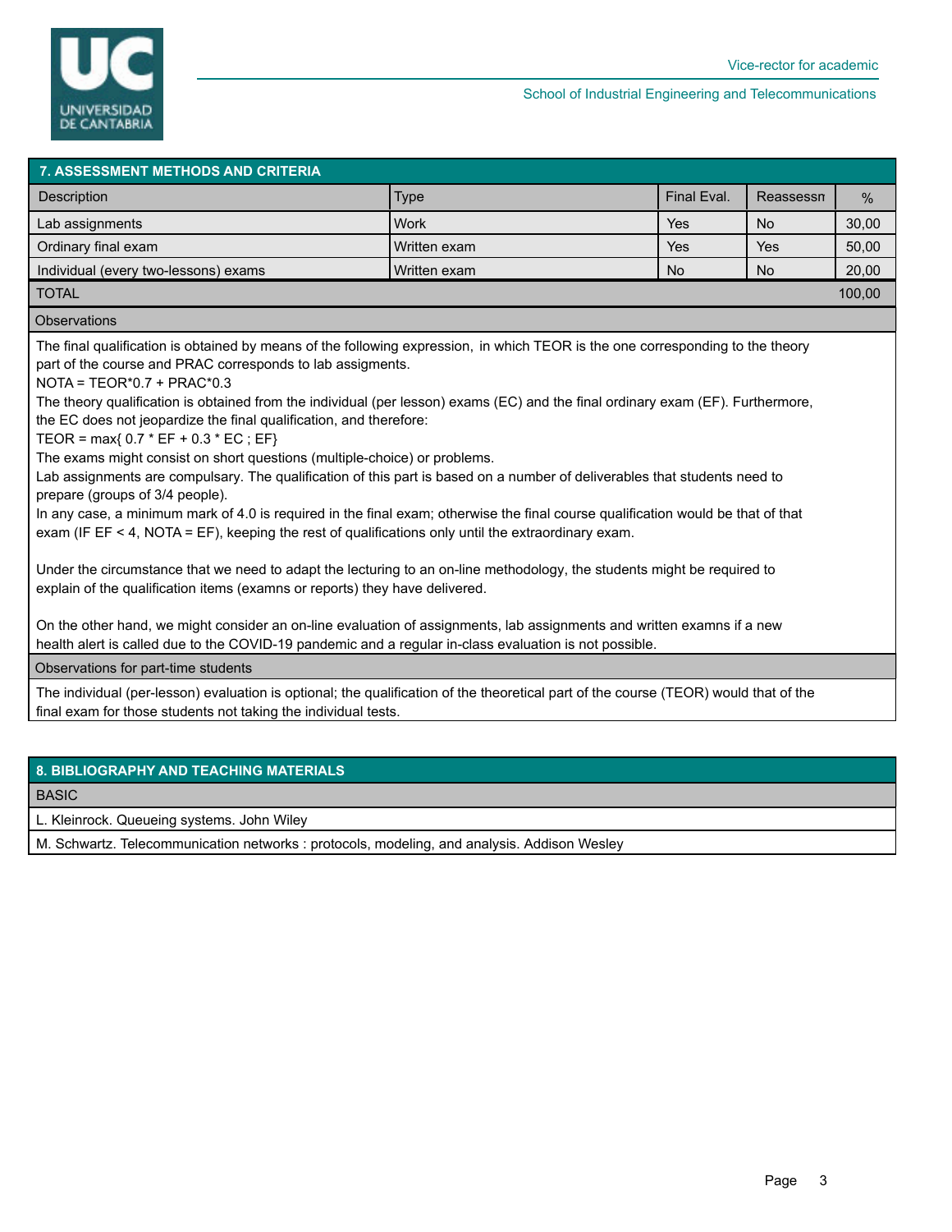## 7. ASSESSMENT METHODS AND CRITERIA

| Description | Type | Final Eval. | Reassessn | % |
|---|---|---|---|---|
| Lab assignments | Work | Yes | No | 30,00 |
| Ordinary final exam | Written exam | Yes | Yes | 50,00 |
| Individual (every two-lessons) exams | Written exam | No | No | 20,00 |
| TOTAL | | | | 100,00 |

**Observations**

The final qualification is obtained by means of the following expression, in which TEOR is the one corresponding to the theory part of the course and PRAC corresponds to lab assigments.

NOTA = TEOR*0.7 + PRAC*0.3

The theory qualification is obtained from the individual (per lesson) exams (EC) and the final ordinary exam (EF). Furthermore, the EC does not jeopardize the final qualification, and therefore:

TEOR = max{ 0.7 * EF + 0.3 * EC ; EF}

The exams might consist on short questions (multiple-choice) or problems.

Lab assignments are compulsary. The qualification of this part is based on a number of deliverables that students need to prepare (groups of 3/4 people).

In any case, a minimum mark of 4.0 is required in the final exam; otherwise the final course qualification would be that of that exam (IF EF < 4, NOTA = EF), keeping the rest of qualifications only until the extraordinary exam.

Under the circumstance that we need to adapt the lecturing to an on-line methodology, the students might be required to explain of the qualification items (examns or reports) they have delivered.

On the other hand, we might consider an on-line evaluation of assignments, lab assignments and written examns if a new health alert is called due to the COVID-19 pandemic and a regular in-class evaluation is not possible.

**Observations for part-time students**

The individual (per-lesson) evaluation is optional; the qualification of the theoretical part of the course (TEOR) would that of the final exam for those students not taking the individual tests.

## 8. BIBLIOGRAPHY AND TEACHING MATERIALS

**BASIC**

L. Kleinrock. Queueing systems. John Wiley

M. Schwartz. Telecommunication networks : protocols, modeling, and analysis. Addison Wesley